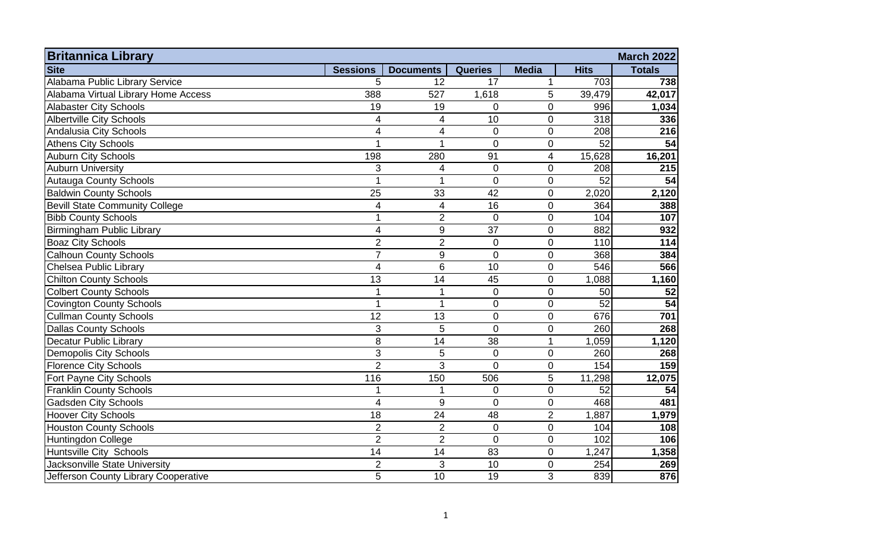| Britannica Library | | | | | | March 2022 |
|---|---|---|---|---|---|---|
| **Site** | **Sessions** | **Documents** | **Queries** | **Media** | **Hits** | **Totals** |
| Alabama Public Library Service | 5 | 12 | 17 | 1 | 703 | **738** |
| Alabama Virtual Library Home Access | 388 | 527 | 1,618 | 5 | 39,479 | **42,017** |
| Alabaster City Schools | 19 | 19 | 0 | 0 | 996 | **1,034** |
| Albertville City Schools | 4 | 4 | 10 | 0 | 318 | **336** |
| Andalusia City Schools | 4 | 4 | 0 | 0 | 208 | **216** |
| Athens City Schools | 1 | 1 | 0 | 0 | 52 | **54** |
| Auburn City Schools | 198 | 280 | 91 | 4 | 15,628 | **16,201** |
| Auburn University | 3 | 4 | 0 | 0 | 208 | **215** |
| Autauga County Schools | 1 | 1 | 0 | 0 | 52 | **54** |
| Baldwin County Schools | 25 | 33 | 42 | 0 | 2,020 | **2,120** |
| Bevill State Community College | 4 | 4 | 16 | 0 | 364 | **388** |
| Bibb County Schools | 1 | 2 | 0 | 0 | 104 | **107** |
| Birmingham Public Library | 4 | 9 | 37 | 0 | 882 | **932** |
| Boaz City Schools | 2 | 2 | 0 | 0 | 110 | **114** |
| Calhoun County Schools | 7 | 9 | 0 | 0 | 368 | **384** |
| Chelsea Public Library | 4 | 6 | 10 | 0 | 546 | **566** |
| Chilton County Schools | 13 | 14 | 45 | 0 | 1,088 | **1,160** |
| Colbert County Schools | 1 | 1 | 0 | 0 | 50 | **52** |
| Covington County Schools | 1 | 1 | 0 | 0 | 52 | **54** |
| Cullman County Schools | 12 | 13 | 0 | 0 | 676 | **701** |
| Dallas County Schools | 3 | 5 | 0 | 0 | 260 | **268** |
| Decatur Public Library | 8 | 14 | 38 | 1 | 1,059 | **1,120** |
| Demopolis City Schools | 3 | 5 | 0 | 0 | 260 | **268** |
| Florence City Schools | 2 | 3 | 0 | 0 | 154 | **159** |
| Fort Payne City Schools | 116 | 150 | 506 | 5 | 11,298 | **12,075** |
| Franklin County Schools | 1 | 1 | 0 | 0 | 52 | **54** |
| Gadsden City Schools | 4 | 9 | 0 | 0 | 468 | **481** |
| Hoover City Schools | 18 | 24 | 48 | 2 | 1,887 | **1,979** |
| Houston County Schools | 2 | 2 | 0 | 0 | 104 | **108** |
| Huntingdon College | 2 | 2 | 0 | 0 | 102 | **106** |
| Huntsville City Schools | 14 | 14 | 83 | 0 | 1,247 | **1,358** |
| Jacksonville State University | 2 | 3 | 10 | 0 | 254 | **269** |
| Jefferson County Library Cooperative | 5 | 10 | 19 | 3 | 839 | **876** |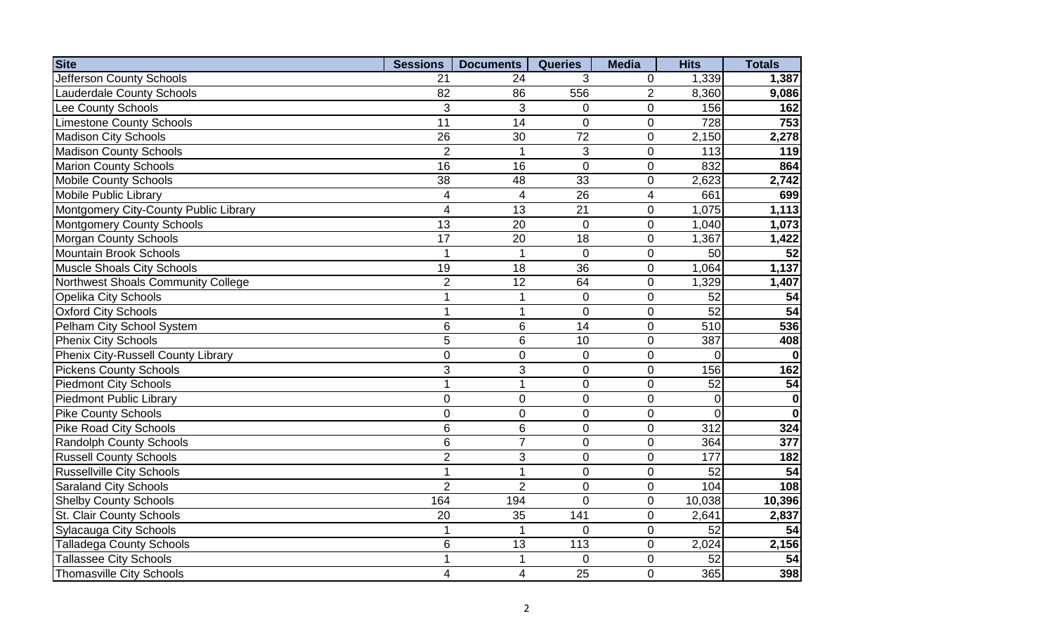| Site | Sessions | Documents | Queries | Media | Hits | Totals |
|---|---|---|---|---|---|---|
| Jefferson County Schools | 21 | 24 | 3 | 0 | 1,339 | **1,387** |
| Lauderdale County Schools | 82 | 86 | 556 | 2 | 8,360 | **9,086** |
| Lee County Schools | 3 | 3 | 0 | 0 | 156 | **162** |
| Limestone County Schools | 11 | 14 | 0 | 0 | 728 | **753** |
| Madison City Schools | 26 | 30 | 72 | 0 | 2,150 | **2,278** |
| Madison County Schools | 2 | 1 | 3 | 0 | 113 | **119** |
| Marion County Schools | 16 | 16 | 0 | 0 | 832 | **864** |
| Mobile County Schools | 38 | 48 | 33 | 0 | 2,623 | **2,742** |
| Mobile Public Library | 4 | 4 | 26 | 4 | 661 | **699** |
| Montgomery City-County Public Library | 4 | 13 | 21 | 0 | 1,075 | **1,113** |
| Montgomery County Schools | 13 | 20 | 0 | 0 | 1,040 | **1,073** |
| Morgan County Schools | 17 | 20 | 18 | 0 | 1,367 | **1,422** |
| Mountain Brook Schools | 1 | 1 | 0 | 0 | 50 | **52** |
| Muscle Shoals City Schools | 19 | 18 | 36 | 0 | 1,064 | **1,137** |
| Northwest Shoals Community College | 2 | 12 | 64 | 0 | 1,329 | **1,407** |
| Opelika City Schools | 1 | 1 | 0 | 0 | 52 | **54** |
| Oxford City Schools | 1 | 1 | 0 | 0 | 52 | **54** |
| Pelham City School System | 6 | 6 | 14 | 0 | 510 | **536** |
| Phenix City Schools | 5 | 6 | 10 | 0 | 387 | **408** |
| Phenix City-Russell County Library | 0 | 0 | 0 | 0 | 0 | **0** |
| Pickens County Schools | 3 | 3 | 0 | 0 | 156 | **162** |
| Piedmont City Schools | 1 | 1 | 0 | 0 | 52 | **54** |
| Piedmont Public Library | 0 | 0 | 0 | 0 | 0 | **0** |
| Pike County Schools | 0 | 0 | 0 | 0 | 0 | **0** |
| Pike Road City Schools | 6 | 6 | 0 | 0 | 312 | **324** |
| Randolph County Schools | 6 | 7 | 0 | 0 | 364 | **377** |
| Russell County Schools | 2 | 3 | 0 | 0 | 177 | **182** |
| Russellville City Schools | 1 | 1 | 0 | 0 | 52 | **54** |
| Saraland City Schools | 2 | 2 | 0 | 0 | 104 | **108** |
| Shelby County Schools | 164 | 194 | 0 | 0 | 10,038 | **10,396** |
| St. Clair County Schools | 20 | 35 | 141 | 0 | 2,641 | **2,837** |
| Sylacauga City Schools | 1 | 1 | 0 | 0 | 52 | **54** |
| Talladega County Schools | 6 | 13 | 113 | 0 | 2,024 | **2,156** |
| Tallassee City Schools | 1 | 1 | 0 | 0 | 52 | **54** |
| Thomasville City Schools | 4 | 4 | 25 | 0 | 365 | **398** |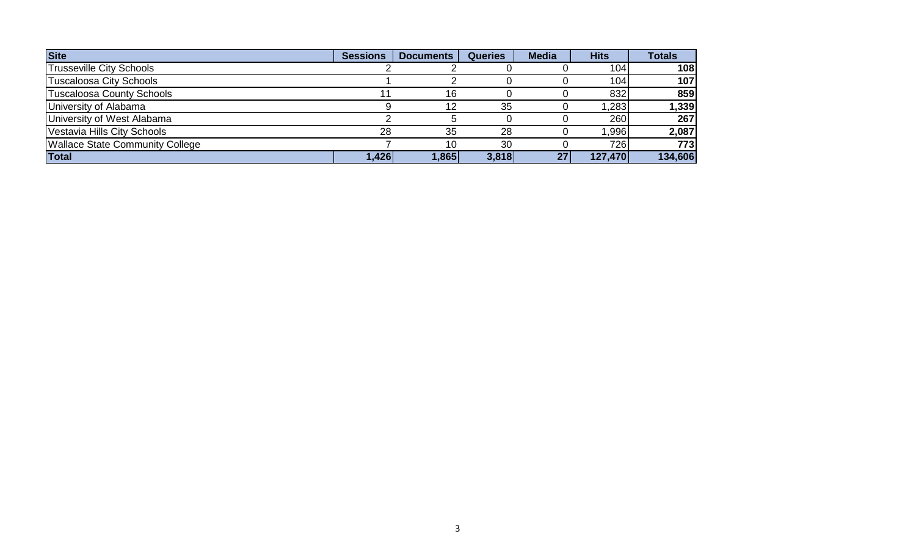| Site | Sessions | Documents | Queries | Media | Hits | Totals |
|---|---|---|---|---|---|---|
| Trusseville City Schools | 2 | 2 | 0 | 0 | 104 | **108** |
| Tuscaloosa City Schools | 1 | 2 | 0 | 0 | 104 | **107** |
| Tuscaloosa County Schools | 11 | 16 | 0 | 0 | 832 | **859** |
| University of Alabama | 9 | 12 | 35 | 0 | 1,283 | **1,339** |
| University of West Alabama | 2 | 5 | 0 | 0 | 260 | **267** |
| Vestavia Hills City Schools | 28 | 35 | 28 | 0 | 1,996 | **2,087** |
| Wallace State Community College | 7 | 10 | 30 | 0 | 726 | **773** |
| **Total** | **1,426** | **1,865** | **3,818** | **27** | **127,470** | **134,606** |